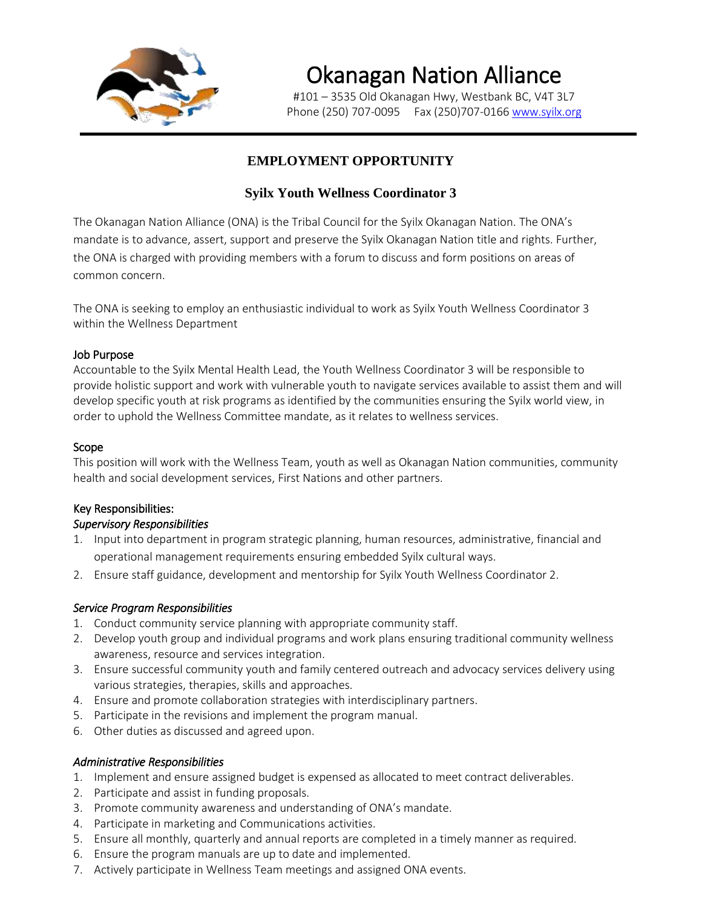# Okanagan Nation Alliance

#101 – 3535 Old Okanagan Hwy, Westbank BC, V4T 3L7
Phone (250) 707-0095 Fax (250)707-0166 www.syilx.org

## EMPLOYMENT OPPORTUNITY

### Syilx Youth Wellness Coordinator 3

The Okanagan Nation Alliance (ONA) is the Tribal Council for the Syilx Okanagan Nation. The ONA's mandate is to advance, assert, support and preserve the Syilx Okanagan Nation title and rights. Further, the ONA is charged with providing members with a forum to discuss and form positions on areas of common concern.

The ONA is seeking to employ an enthusiastic individual to work as Syilx Youth Wellness Coordinator 3 within the Wellness Department

**Job Purpose**
Accountable to the Syilx Mental Health Lead, the Youth Wellness Coordinator 3 will be responsible to provide holistic support and work with vulnerable youth to navigate services available to assist them and will develop specific youth at risk programs as identified by the communities ensuring the Syilx world view, in order to uphold the Wellness Committee mandate, as it relates to wellness services.

**Scope**
This position will work with the Wellness Team, youth as well as Okanagan Nation communities, community health and social development services, First Nations and other partners.

**Key Responsibilities:**

*Supervisory Responsibilities*

1. Input into department in program strategic planning, human resources, administrative, financial and operational management requirements ensuring embedded Syilx cultural ways.
2. Ensure staff guidance, development and mentorship for Syilx Youth Wellness Coordinator 2.

*Service Program Responsibilities*

1. Conduct community service planning with appropriate community staff.
2. Develop youth group and individual programs and work plans ensuring traditional community wellness awareness, resource and services integration.
3. Ensure successful community youth and family centered outreach and advocacy services delivery using various strategies, therapies, skills and approaches.
4. Ensure and promote collaboration strategies with interdisciplinary partners.
5. Participate in the revisions and implement the program manual.
6. Other duties as discussed and agreed upon.

*Administrative Responsibilities*

1. Implement and ensure assigned budget is expensed as allocated to meet contract deliverables.
2. Participate and assist in funding proposals.
3. Promote community awareness and understanding of ONA's mandate.
4. Participate in marketing and Communications activities.
5. Ensure all monthly, quarterly and annual reports are completed in a timely manner as required.
6. Ensure the program manuals are up to date and implemented.
7. Actively participate in Wellness Team meetings and assigned ONA events.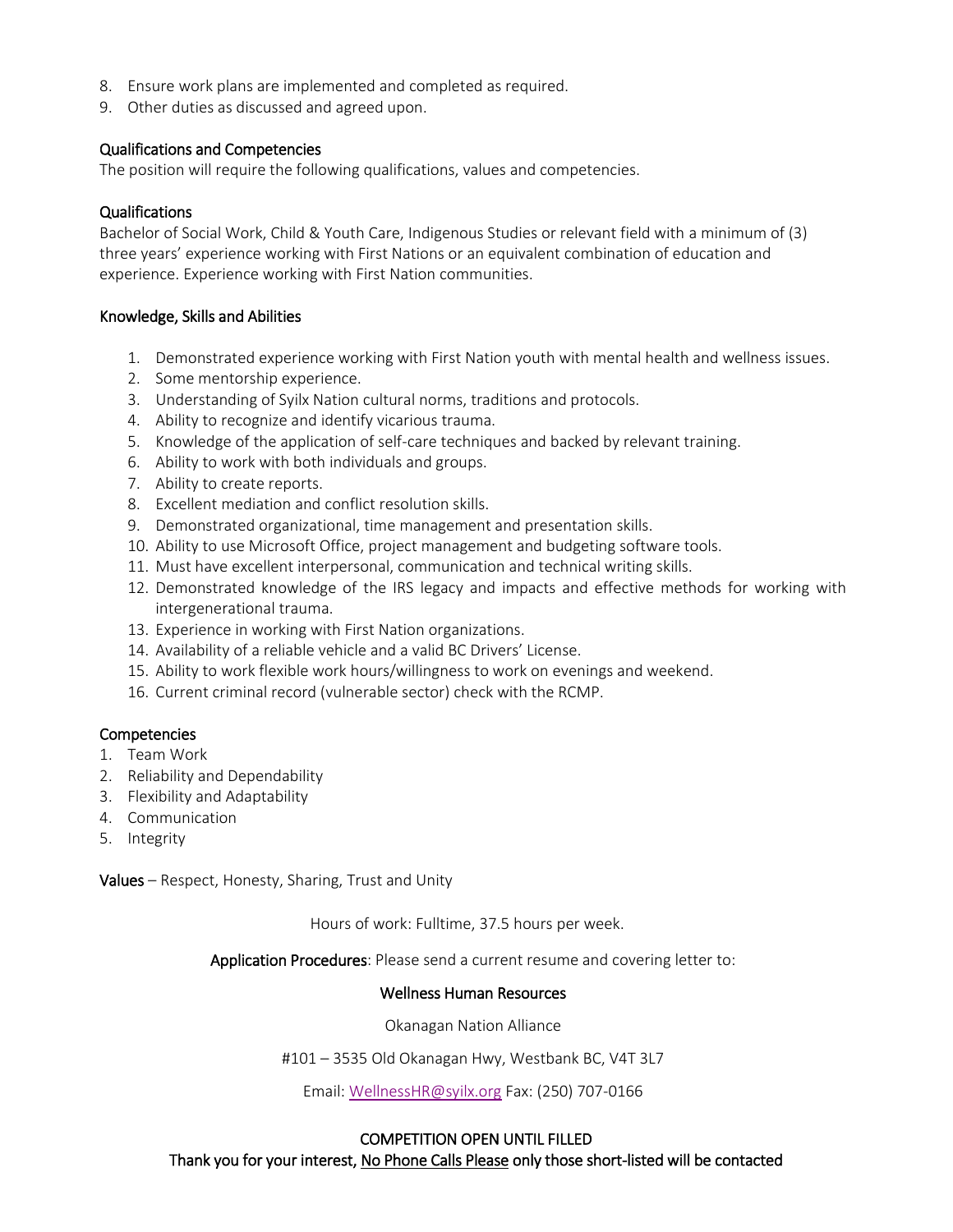8. Ensure work plans are implemented and completed as required.
9. Other duties as discussed and agreed upon.

### Qualifications and Competencies

The position will require the following qualifications, values and competencies.

### Qualifications

Bachelor of Social Work, Child & Youth Care, Indigenous Studies or relevant field with a minimum of (3) three years' experience working with First Nations or an equivalent combination of education and experience. Experience working with First Nation communities.

### Knowledge, Skills and Abilities

1. Demonstrated experience working with First Nation youth with mental health and wellness issues.
2. Some mentorship experience.
3. Understanding of Syilx Nation cultural norms, traditions and protocols.
4. Ability to recognize and identify vicarious trauma.
5. Knowledge of the application of self-care techniques and backed by relevant training.
6. Ability to work with both individuals and groups.
7. Ability to create reports.
8. Excellent mediation and conflict resolution skills.
9. Demonstrated organizational, time management and presentation skills.
10. Ability to use Microsoft Office, project management and budgeting software tools.
11. Must have excellent interpersonal, communication and technical writing skills.
12. Demonstrated knowledge of the IRS legacy and impacts and effective methods for working with intergenerational trauma.
13. Experience in working with First Nation organizations.
14. Availability of a reliable vehicle and a valid BC Drivers' License.
15. Ability to work flexible work hours/willingness to work on evenings and weekend.
16. Current criminal record (vulnerable sector) check with the RCMP.

### Competencies

1. Team Work
2. Reliability and Dependability
3. Flexibility and Adaptability
4. Communication
5. Integrity

**Values** – Respect, Honesty, Sharing, Trust and Unity

Hours of work: Fulltime, 37.5 hours per week.

**Application Procedures**: Please send a current resume and covering letter to:

**Wellness Human Resources**

Okanagan Nation Alliance

#101 – 3535 Old Okanagan Hwy, Westbank BC, V4T 3L7

Email: WellnessHR@syilx.org Fax: (250) 707-0166

**COMPETITION OPEN UNTIL FILLED**

**Thank you for your interest, No Phone Calls Please only those short-listed will be contacted**